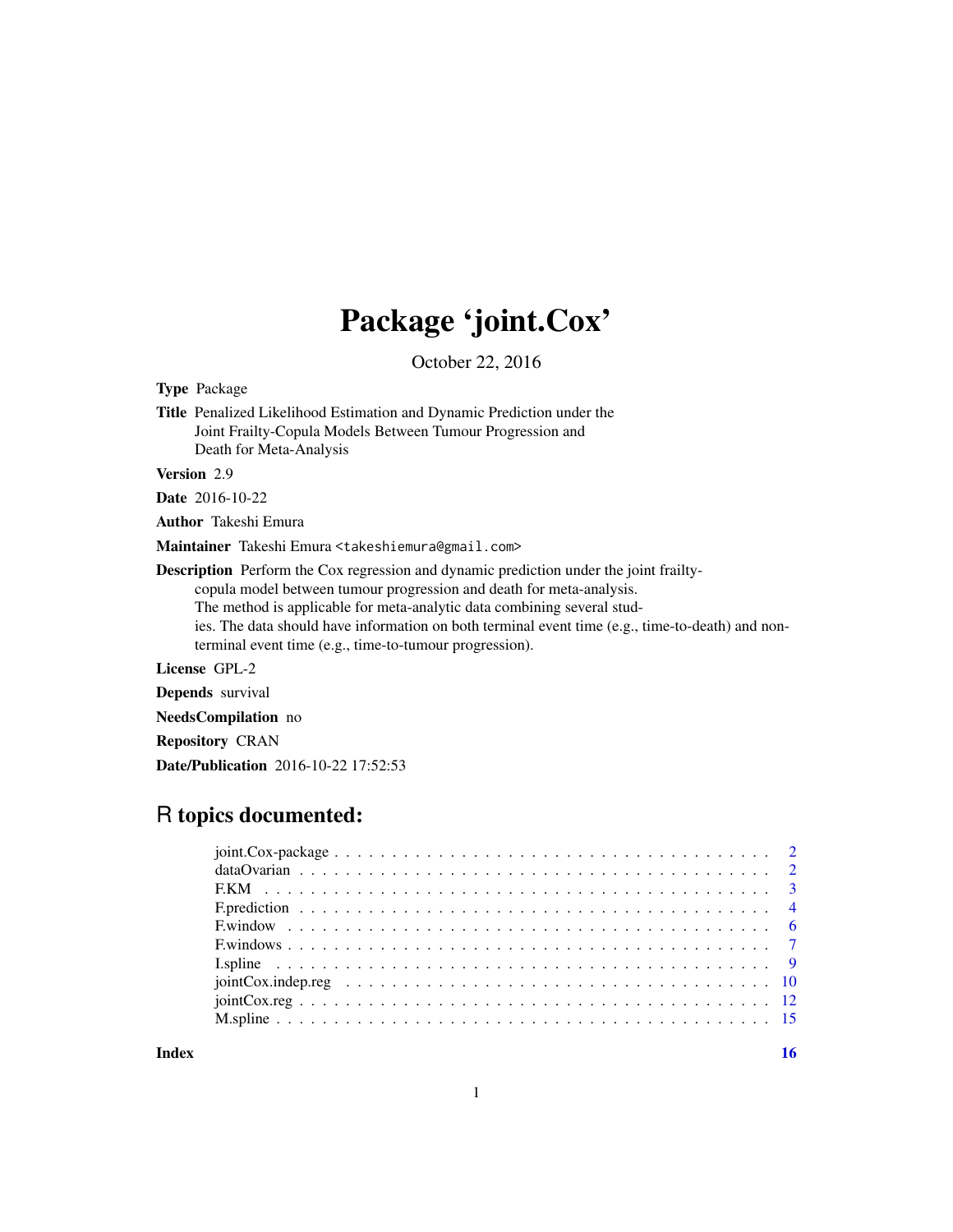# Package 'joint.Cox'

October 22, 2016

**Type** Package

**Title** Penalized Likelihood Estimation and Dynamic Prediction under the Joint Frailty-Copula Models Between Tumour Progression and Death for Meta-Analysis

**Version** 2.9

**Date** 2016-10-22

**Author** Takeshi Emura

**Maintainer** Takeshi Emura <takeshiemura@gmail.com>

**Description** Perform the Cox regression and dynamic prediction under the joint frailty-copula model between tumour progression and death for meta-analysis. The method is applicable for meta-analytic data combining several studies. The data should have information on both terminal event time (e.g., time-to-death) and non-terminal event time (e.g., time-to-tumour progression).

**License** GPL-2

**Depends** survival

**NeedsCompilation** no

**Repository** CRAN

**Date/Publication** 2016-10-22 17:52:53

## R topics documented:

- joint.Cox-package . . . . . . . . . . . . . . . . . . . . . . . . . . . . . . . . . . . . 2
- dataOvarian . . . . . . . . . . . . . . . . . . . . . . . . . . . . . . . . . . . . . . . 2
- F.KM . . . . . . . . . . . . . . . . . . . . . . . . . . . . . . . . . . . . . . . . . . 3
- F.prediction . . . . . . . . . . . . . . . . . . . . . . . . . . . . . . . . . . . . . . 4
- F.window . . . . . . . . . . . . . . . . . . . . . . . . . . . . . . . . . . . . . . . 6
- F.windows . . . . . . . . . . . . . . . . . . . . . . . . . . . . . . . . . . . . . . . 7
- I.spline . . . . . . . . . . . . . . . . . . . . . . . . . . . . . . . . . . . . . . . . 9
- jointCox.indep.reg . . . . . . . . . . . . . . . . . . . . . . . . . . . . . . . . . . 10
- jointCox.reg . . . . . . . . . . . . . . . . . . . . . . . . . . . . . . . . . . . . . 12
- M.spline . . . . . . . . . . . . . . . . . . . . . . . . . . . . . . . . . . . . . . . 15

**Index** **16**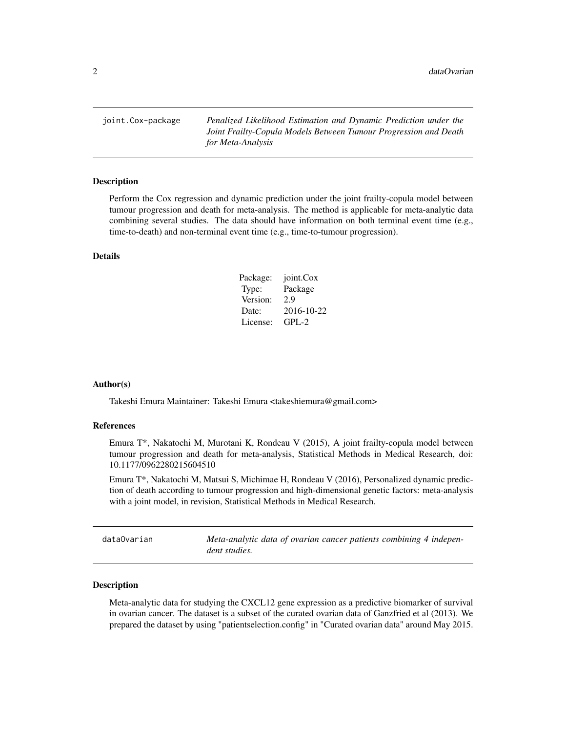## joint.Cox-package

*Penalized Likelihood Estimation and Dynamic Prediction under the Joint Frailty-Copula Models Between Tumour Progression and Death for Meta-Analysis*

### Description

Perform the Cox regression and dynamic prediction under the joint frailty-copula model between tumour progression and death for meta-analysis. The method is applicable for meta-analytic data combining several studies. The data should have information on both terminal event time (e.g., time-to-death) and non-terminal event time (e.g., time-to-tumour progression).

### Details

| | |
|---|---|
| Package: | joint.Cox |
| Type: | Package |
| Version: | 2.9 |
| Date: | 2016-10-22 |
| License: | GPL-2 |

### Author(s)

Takeshi Emura Maintainer: Takeshi Emura <takeshiemura@gmail.com>

### References

Emura T*, Nakatochi M, Murotani K, Rondeau V (2015), A joint frailty-copula model between tumour progression and death for meta-analysis, Statistical Methods in Medical Research, doi: 10.1177/0962280215604510

Emura T*, Nakatochi M, Matsui S, Michimae H, Rondeau V (2016), Personalized dynamic prediction of death according to tumour progression and high-dimensional genetic factors: meta-analysis with a joint model, in revision, Statistical Methods in Medical Research.

## dataOvarian

*Meta-analytic data of ovarian cancer patients combining 4 independent studies.*

### Description

Meta-analytic data for studying the CXCL12 gene expression as a predictive biomarker of survival in ovarian cancer. The dataset is a subset of the curated ovarian data of Ganzfried et al (2013). We prepared the dataset by using "patientselection.config" in "Curated ovarian data" around May 2015.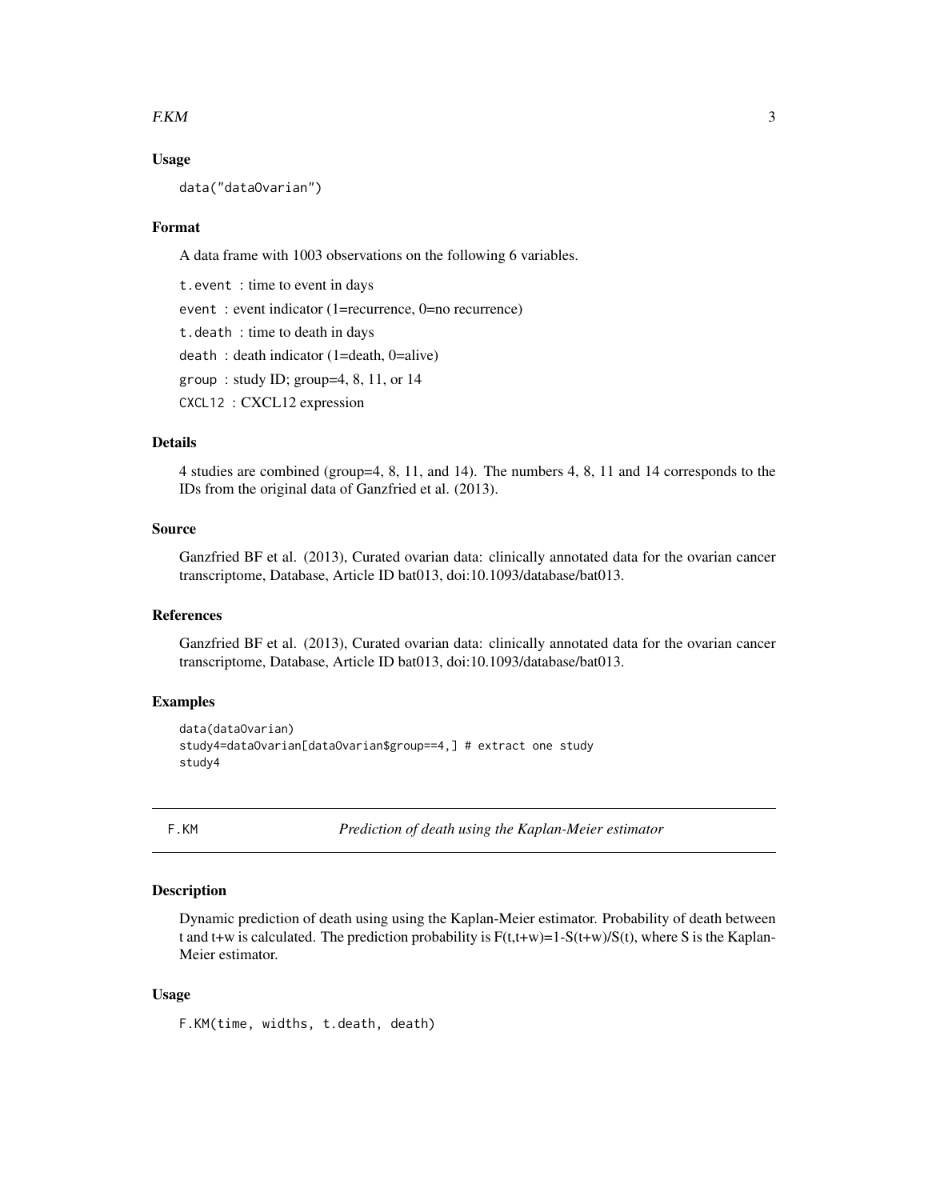### Usage

```
data("dataOvarian")
```

### Format

A data frame with 1003 observations on the following 6 variables.

`t.event` : time to event in days

`event` : event indicator (1=recurrence, 0=no recurrence)

`t.death` : time to death in days

`death` : death indicator (1=death, 0=alive)

`group` : study ID; group=4, 8, 11, or 14

`CXCL12` : CXCL12 expression

### Details

4 studies are combined (group=4, 8, 11, and 14). The numbers 4, 8, 11 and 14 corresponds to the IDs from the original data of Ganzfried et al. (2013).

### Source

Ganzfried BF et al. (2013), Curated ovarian data: clinically annotated data for the ovarian cancer transcriptome, Database, Article ID bat013, doi:10.1093/database/bat013.

### References

Ganzfried BF et al. (2013), Curated ovarian data: clinically annotated data for the ovarian cancer transcriptome, Database, Article ID bat013, doi:10.1093/database/bat013.

### Examples

```
data(dataOvarian)
study4=dataOvarian[dataOvarian$group==4,] # extract one study
study4
```

---

## F.KM *Prediction of death using the Kaplan-Meier estimator*

---

### Description

Dynamic prediction of death using using the Kaplan-Meier estimator. Probability of death between t and t+w is calculated. The prediction probability is F(t,t+w)=1-S(t+w)/S(t), where S is the Kaplan-Meier estimator.

### Usage

```
F.KM(time, widths, t.death, death)
```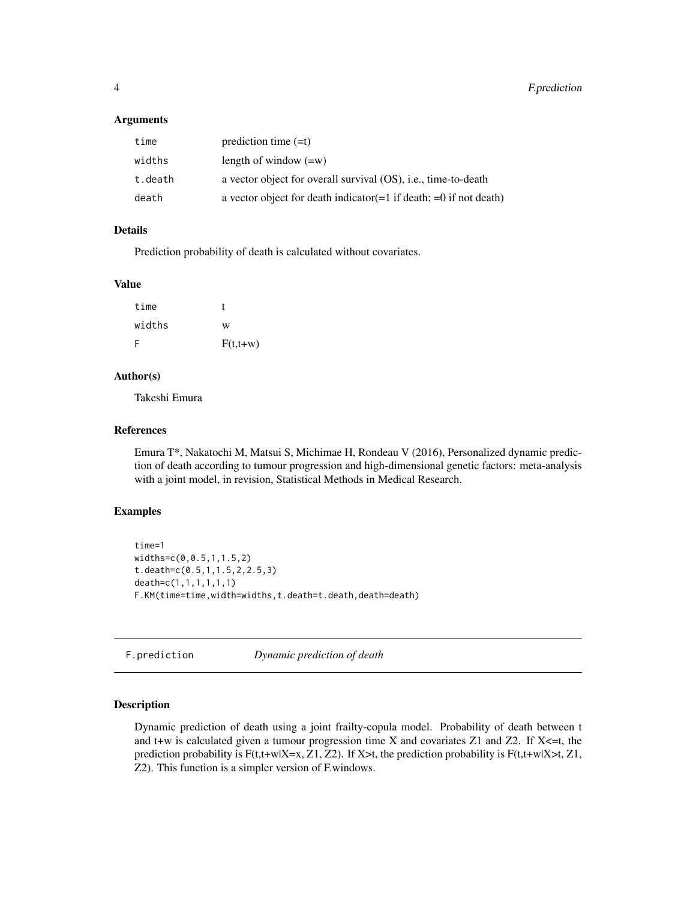### Arguments

| | |
|---|---|
| time | prediction time (=t) |
| widths | length of window (=w) |
| t.death | a vector object for overall survival (OS), i.e., time-to-death |
| death | a vector object for death indicator(=1 if death; =0 if not death) |

### Details

Prediction probability of death is calculated without covariates.

### Value

| | |
|---|---|
| time | t |
| widths | w |
| F | F(t,t+w) |

### Author(s)

Takeshi Emura

### References

Emura T*, Nakatochi M, Matsui S, Michimae H, Rondeau V (2016), Personalized dynamic prediction of death according to tumour progression and high-dimensional genetic factors: meta-analysis with a joint model, in revision, Statistical Methods in Medical Research.

### Examples

```
time=1
widths=c(0,0.5,1,1.5,2)
t.death=c(0.5,1,1.5,2,2.5,3)
death=c(1,1,1,1,1,1)
F.KM(time=time,width=widths,t.death=t.death,death=death)
```

---

## F.prediction *Dynamic prediction of death*

---

### Description

Dynamic prediction of death using a joint frailty-copula model. Probability of death between t and t+w is calculated given a tumour progression time X and covariates Z1 and Z2. If X<=t, the prediction probability is F(t,t+w|X=x, Z1, Z2). If X>t, the prediction probability is F(t,t+w|X>t, Z1, Z2). This function is a simpler version of F.windows.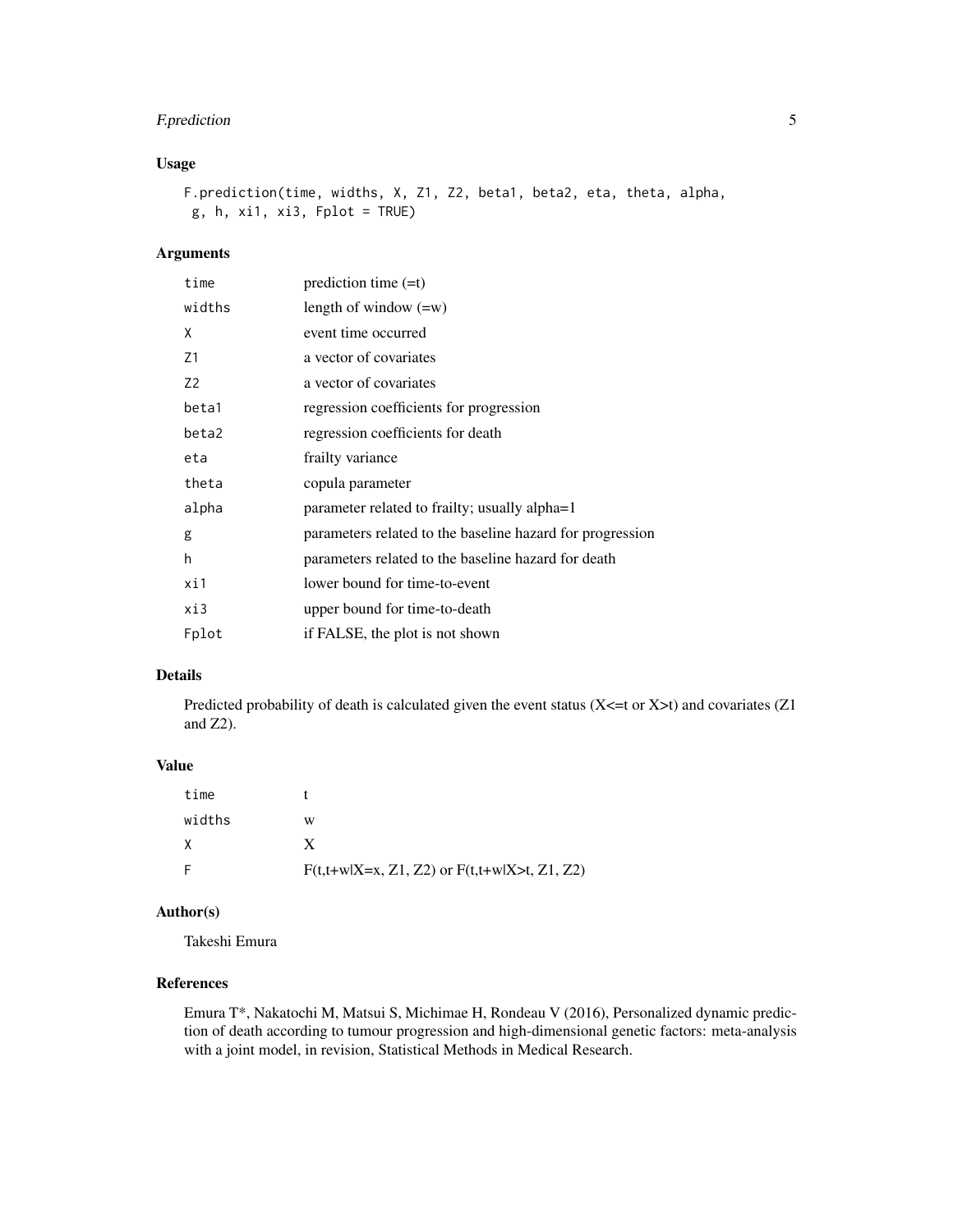### Usage

```
F.prediction(time, widths, X, Z1, Z2, beta1, beta2, eta, theta, alpha,
 g, h, xi1, xi3, Fplot = TRUE)
```

### Arguments

| | |
|---|---|
| time | prediction time (=t) |
| widths | length of window (=w) |
| X | event time occurred |
| Z1 | a vector of covariates |
| Z2 | a vector of covariates |
| beta1 | regression coefficients for progression |
| beta2 | regression coefficients for death |
| eta | frailty variance |
| theta | copula parameter |
| alpha | parameter related to frailty; usually alpha=1 |
| g | parameters related to the baseline hazard for progression |
| h | parameters related to the baseline hazard for death |
| xi1 | lower bound for time-to-event |
| xi3 | upper bound for time-to-death |
| Fplot | if FALSE, the plot is not shown |

### Details

Predicted probability of death is calculated given the event status (X<=t or X>t) and covariates (Z1 and Z2).

### Value

| | |
|---|---|
| time | t |
| widths | w |
| X | X |
| F | F(t,t+w\|X=x, Z1, Z2) or F(t,t+w\|X>t, Z1, Z2) |

### Author(s)

Takeshi Emura

### References

Emura T*, Nakatochi M, Matsui S, Michimae H, Rondeau V (2016), Personalized dynamic prediction of death according to tumour progression and high-dimensional genetic factors: meta-analysis with a joint model, in revision, Statistical Methods in Medical Research.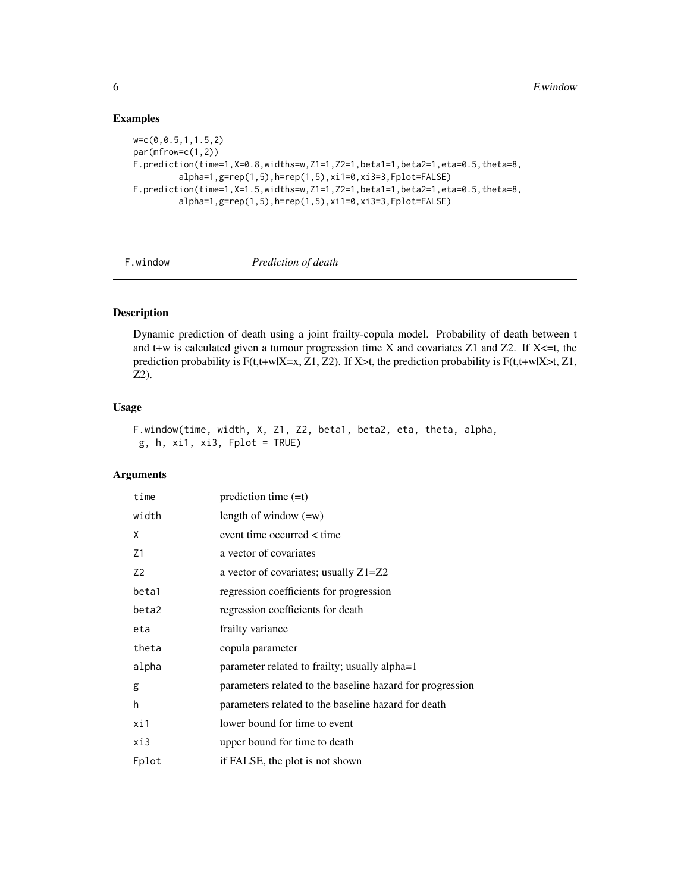## Examples

```
w=c(0,0.5,1,1.5,2)
par(mfrow=c(1,2))
F.prediction(time=1,X=0.8,widths=w,Z1=1,Z2=1,beta1=1,beta2=1,eta=0.5,theta=8,
         alpha=1,g=rep(1,5),h=rep(1,5),xi1=0,xi3=3,Fplot=FALSE)
F.prediction(time=1,X=1.5,widths=w,Z1=1,Z2=1,beta1=1,beta2=1,eta=0.5,theta=8,
         alpha=1,g=rep(1,5),h=rep(1,5),xi1=0,xi3=3,Fplot=FALSE)
```

---

# F.window *Prediction of death*

---

## Description

Dynamic prediction of death using a joint frailty-copula model. Probability of death between t and t+w is calculated given a tumour progression time X and covariates Z1 and Z2. If X<=t, the prediction probability is F(t,t+w|X=x, Z1, Z2). If X>t, the prediction probability is F(t,t+w|X>t, Z1, Z2).

## Usage

```
F.window(time, width, X, Z1, Z2, beta1, beta2, eta, theta, alpha,
 g, h, xi1, xi3, Fplot = TRUE)
```

## Arguments

| | |
|---|---|
| time | prediction time (=t) |
| width | length of window (=w) |
| X | event time occurred < time |
| Z1 | a vector of covariates |
| Z2 | a vector of covariates; usually Z1=Z2 |
| beta1 | regression coefficients for progression |
| beta2 | regression coefficients for death |
| eta | frailty variance |
| theta | copula parameter |
| alpha | parameter related to frailty; usually alpha=1 |
| g | parameters related to the baseline hazard for progression |
| h | parameters related to the baseline hazard for death |
| xi1 | lower bound for time to event |
| xi3 | upper bound for time to death |
| Fplot | if FALSE, the plot is not shown |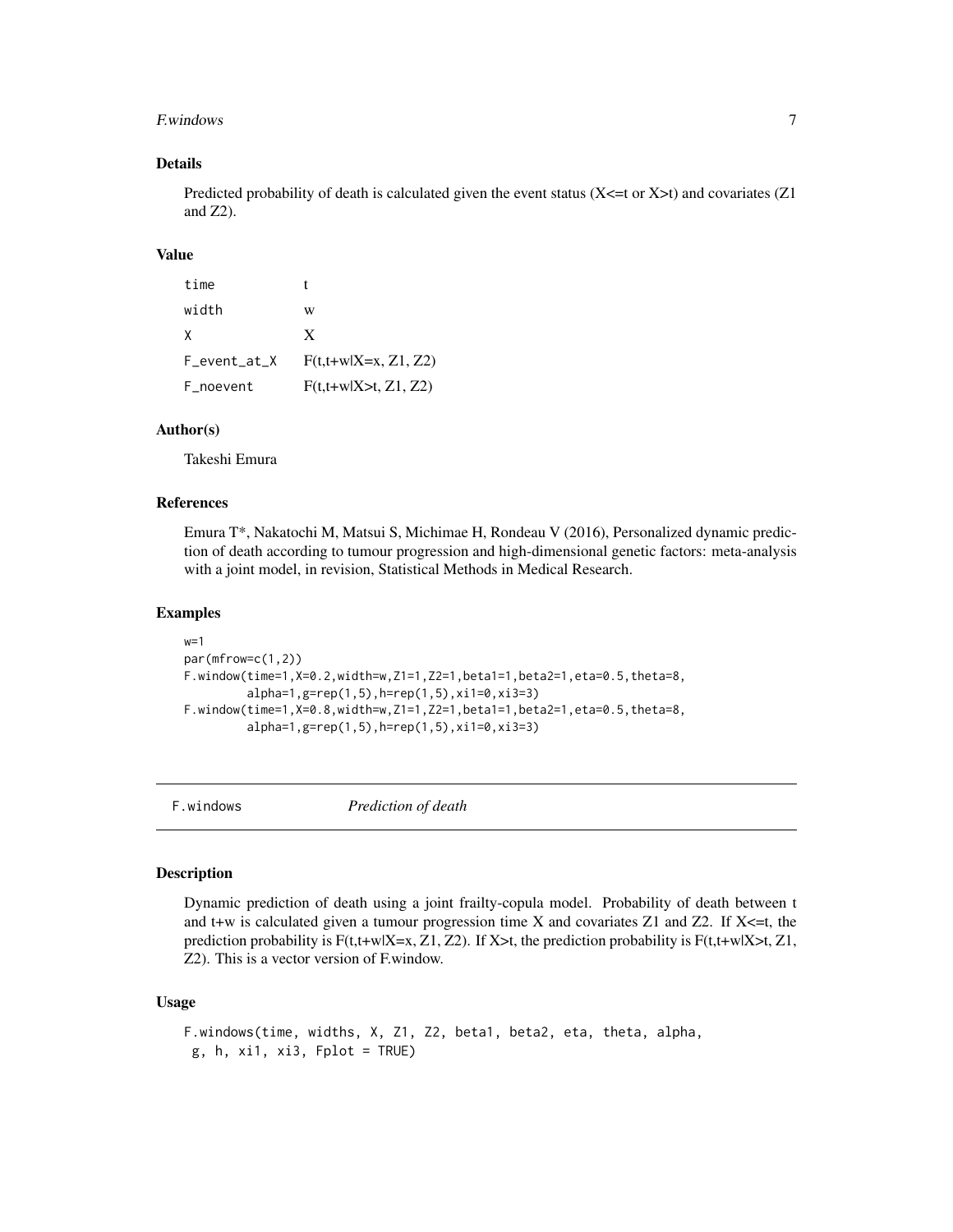### Details

Predicted probability of death is calculated given the event status (X<=t or X>t) and covariates (Z1 and Z2).

### Value

| | |
|---|---|
| time | t |
| width | w |
| X | X |
| F_event_at_X | F(t,t+w\|X=x, Z1, Z2) |
| F_noevent | F(t,t+w\|X>t, Z1, Z2) |

### Author(s)

Takeshi Emura

### References

Emura T*, Nakatochi M, Matsui S, Michimae H, Rondeau V (2016), Personalized dynamic prediction of death according to tumour progression and high-dimensional genetic factors: meta-analysis with a joint model, in revision, Statistical Methods in Medical Research.

### Examples

```
w=1
par(mfrow=c(1,2))
F.window(time=1,X=0.2,width=w,Z1=1,Z2=1,beta1=1,beta2=1,eta=0.5,theta=8,
         alpha=1,g=rep(1,5),h=rep(1,5),xi1=0,xi3=3)
F.window(time=1,X=0.8,width=w,Z1=1,Z2=1,beta1=1,beta2=1,eta=0.5,theta=8,
         alpha=1,g=rep(1,5),h=rep(1,5),xi1=0,xi3=3)
```

---

## F.windows *Prediction of death*

### Description

Dynamic prediction of death using a joint frailty-copula model. Probability of death between t and t+w is calculated given a tumour progression time X and covariates Z1 and Z2. If X<=t, the prediction probability is F(t,t+w|X=x, Z1, Z2). If X>t, the prediction probability is F(t,t+w|X>t, Z1, Z2). This is a vector version of F.window.

### Usage

```
F.windows(time, widths, X, Z1, Z2, beta1, beta2, eta, theta, alpha,
 g, h, xi1, xi3, Fplot = TRUE)
```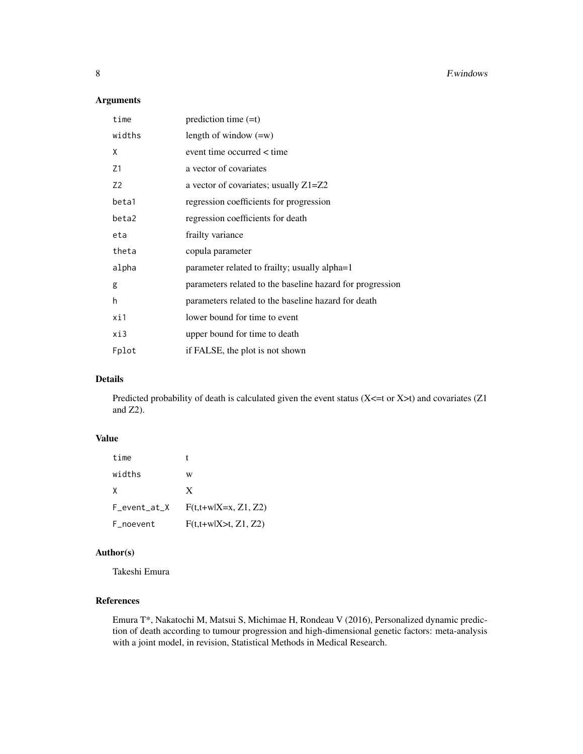### Arguments

| | |
|---|---|
| `time` | prediction time (=t) |
| `widths` | length of window (=w) |
| `X` | event time occurred < time |
| `Z1` | a vector of covariates |
| `Z2` | a vector of covariates; usually Z1=Z2 |
| `beta1` | regression coefficients for progression |
| `beta2` | regression coefficients for death |
| `eta` | frailty variance |
| `theta` | copula parameter |
| `alpha` | parameter related to frailty; usually alpha=1 |
| `g` | parameters related to the baseline hazard for progression |
| `h` | parameters related to the baseline hazard for death |
| `xi1` | lower bound for time to event |
| `xi3` | upper bound for time to death |
| `Fplot` | if FALSE, the plot is not shown |

### Details

Predicted probability of death is calculated given the event status (X<=t or X>t) and covariates (Z1 and Z2).

### Value

| | |
|---|---|
| `time` | t |
| `widths` | w |
| `X` | X |
| `F_event_at_X` | F(t,t+w\|X=x, Z1, Z2) |
| `F_noevent` | F(t,t+w\|X>t, Z1, Z2) |

### Author(s)

Takeshi Emura

### References

Emura T*, Nakatochi M, Matsui S, Michimae H, Rondeau V (2016), Personalized dynamic prediction of death according to tumour progression and high-dimensional genetic factors: meta-analysis with a joint model, in revision, Statistical Methods in Medical Research.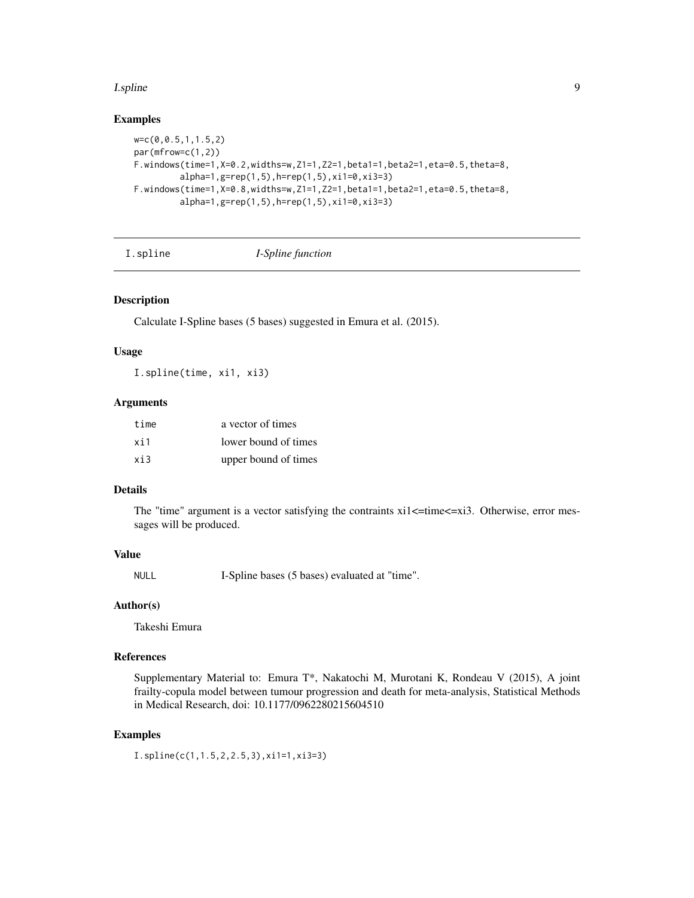### Examples

```
w=c(0,0.5,1,1.5,2)
par(mfrow=c(1,2))
F.windows(time=1,X=0.2,widths=w,Z1=1,Z2=1,beta1=1,beta2=1,eta=0.5,theta=8,
        alpha=1,g=rep(1,5),h=rep(1,5),xi1=0,xi3=3)
F.windows(time=1,X=0.8,widths=w,Z1=1,Z2=1,beta1=1,beta2=1,eta=0.5,theta=8,
        alpha=1,g=rep(1,5),h=rep(1,5),xi1=0,xi3=3)
```

---

## I.spline    *I-Spline function*

---

### Description

Calculate I-Spline bases (5 bases) suggested in Emura et al. (2015).

### Usage

```
I.spline(time, xi1, xi3)
```

### Arguments

| | |
|---|---|
| time | a vector of times |
| xi1 | lower bound of times |
| xi3 | upper bound of times |

### Details

The "time" argument is a vector satisfying the contraints xi1<=time<=xi3. Otherwise, error messages will be produced.

### Value

| | |
|---|---|
| NULL | I-Spline bases (5 bases) evaluated at "time". |

### Author(s)

Takeshi Emura

### References

Supplementary Material to: Emura T*, Nakatochi M, Murotani K, Rondeau V (2015), A joint frailty-copula model between tumour progression and death for meta-analysis, Statistical Methods in Medical Research, doi: 10.1177/0962280215604510

### Examples

```
I.spline(c(1,1.5,2,2.5,3),xi1=1,xi3=3)
```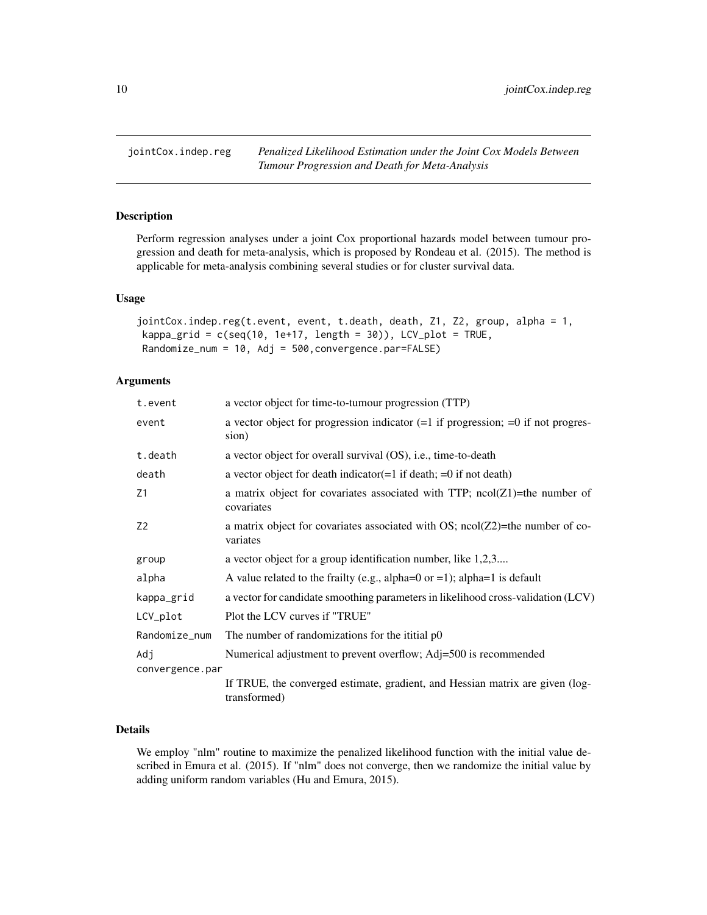# jointCox.indep.reg

*Penalized Likelihood Estimation under the Joint Cox Models Between Tumour Progression and Death for Meta-Analysis*

## Description

Perform regression analyses under a joint Cox proportional hazards model between tumour progression and death for meta-analysis, which is proposed by Rondeau et al. (2015). The method is applicable for meta-analysis combining several studies or for cluster survival data.

## Usage

```
jointCox.indep.reg(t.event, event, t.death, death, Z1, Z2, group, alpha = 1,
 kappa_grid = c(seq(10, 1e+17, length = 30)), LCV_plot = TRUE,
 Randomize_num = 10, Adj = 500,convergence.par=FALSE)
```

## Arguments

| Argument | Description |
|---|---|
| t.event | a vector object for time-to-tumour progression (TTP) |
| event | a vector object for progression indicator (=1 if progression; =0 if not progression) |
| t.death | a vector object for overall survival (OS), i.e., time-to-death |
| death | a vector object for death indicator(=1 if death; =0 if not death) |
| Z1 | a matrix object for covariates associated with TTP; ncol(Z1)=the number of covariates |
| Z2 | a matrix object for covariates associated with OS; ncol(Z2)=the number of covariates |
| group | a vector object for a group identification number, like 1,2,3.... |
| alpha | A value related to the frailty (e.g., alpha=0 or =1); alpha=1 is default |
| kappa_grid | a vector for candidate smoothing parameters in likelihood cross-validation (LCV) |
| LCV_plot | Plot the LCV curves if "TRUE" |
| Randomize_num | The number of randomizations for the ititial p0 |
| Adj | Numerical adjustment to prevent overflow; Adj=500 is recommended |
| convergence.par | If TRUE, the converged estimate, gradient, and Hessian matrix are given (log-transformed) |

## Details

We employ "nlm" routine to maximize the penalized likelihood function with the initial value described in Emura et al. (2015). If "nlm" does not converge, then we randomize the initial value by adding uniform random variables (Hu and Emura, 2015).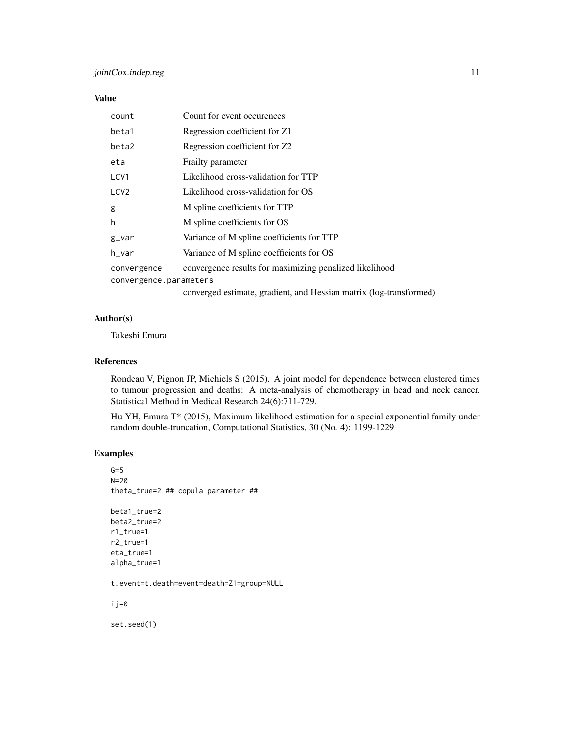## Value

| | |
|---|---|
| count | Count for event occurences |
| beta1 | Regression coefficient for Z1 |
| beta2 | Regression coefficient for Z2 |
| eta | Frailty parameter |
| LCV1 | Likelihood cross-validation for TTP |
| LCV2 | Likelihood cross-validation for OS |
| g | M spline coefficients for TTP |
| h | M spline coefficients for OS |
| g_var | Variance of M spline coefficients for TTP |
| h_var | Variance of M spline coefficients for OS |
| convergence | convergence results for maximizing penalized likelihood |
| convergence.parameters | converged estimate, gradient, and Hessian matrix (log-transformed) |

## Author(s)

Takeshi Emura

## References

Rondeau V, Pignon JP, Michiels S (2015). A joint model for dependence between clustered times to tumour progression and deaths: A meta-analysis of chemotherapy in head and neck cancer. Statistical Method in Medical Research 24(6):711-729.

Hu YH, Emura T* (2015), Maximum likelihood estimation for a special exponential family under random double-truncation, Computational Statistics, 30 (No. 4): 1199-1229

## Examples

```
G=5
N=20
theta_true=2 ## copula parameter ##

beta1_true=2
beta2_true=2
r1_true=1
r2_true=1
eta_true=1
alpha_true=1

t.event=t.death=event=death=Z1=group=NULL

ij=0

set.seed(1)
```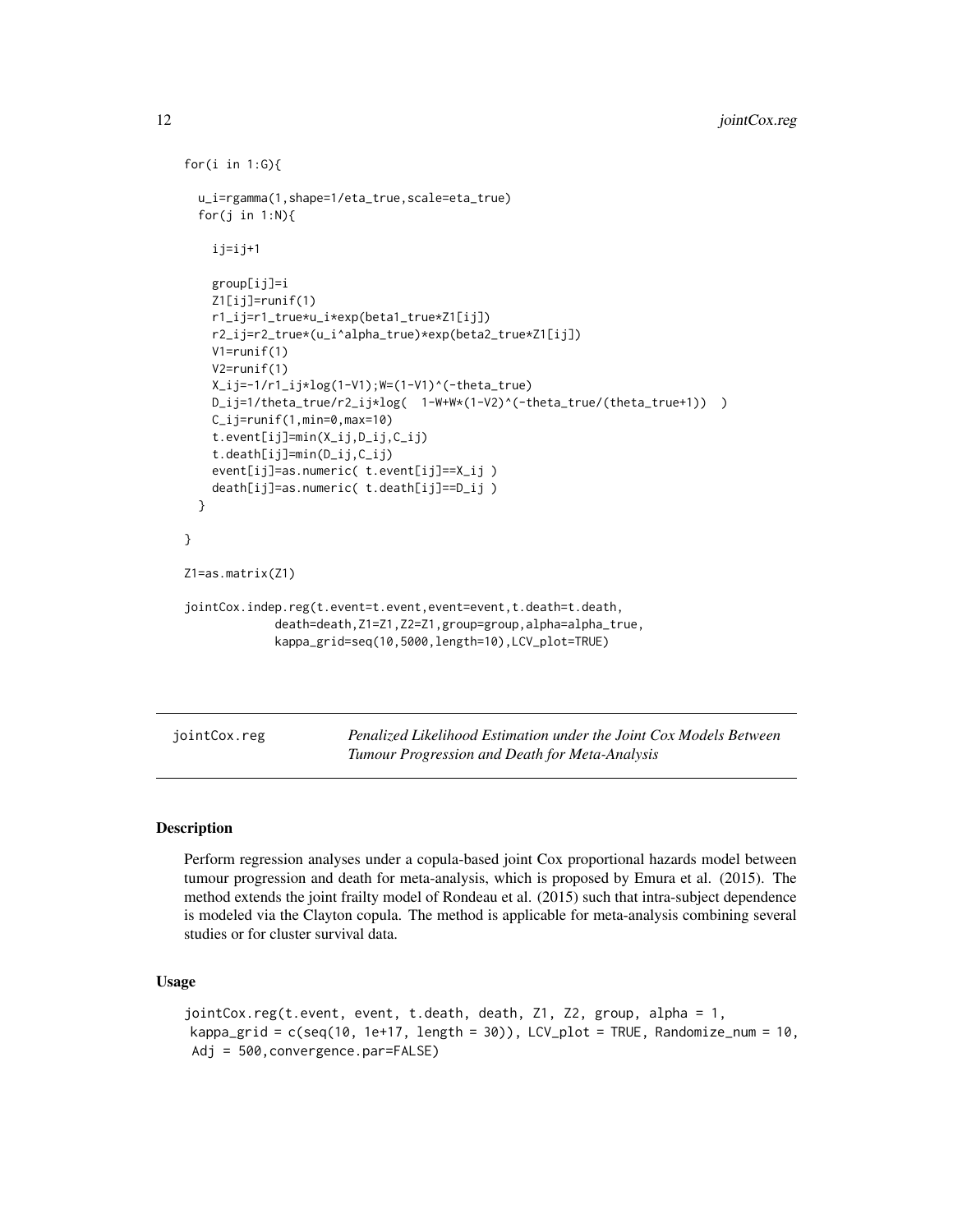```
for(i in 1:G){

  u_i=rgamma(1,shape=1/eta_true,scale=eta_true)
  for(j in 1:N){

    ij=ij+1

    group[ij]=i
    Z1[ij]=runif(1)
    r1_ij=r1_true*u_i*exp(beta1_true*Z1[ij])
    r2_ij=r2_true*(u_i^alpha_true)*exp(beta2_true*Z1[ij])
    V1=runif(1)
    V2=runif(1)
    X_ij=-1/r1_ij*log(1-V1);W=(1-V1)^(-theta_true)
    D_ij=1/theta_true/r2_ij*log(  1-W+W*(1-V2)^(-theta_true/(theta_true+1))  )
    C_ij=runif(1,min=0,max=10)
    t.event[ij]=min(X_ij,D_ij,C_ij)
    t.death[ij]=min(D_ij,C_ij)
    event[ij]=as.numeric( t.event[ij]==X_ij )
    death[ij]=as.numeric( t.death[ij]==D_ij )
  }

}

Z1=as.matrix(Z1)

jointCox.indep.reg(t.event=t.event,event=event,t.death=t.death,
            death=death,Z1=Z1,Z2=Z1,group=group,alpha=alpha_true,
            kappa_grid=seq(10,5000,length=10),LCV_plot=TRUE)
```

---

## jointCox.reg

*Penalized Likelihood Estimation under the Joint Cox Models Between Tumour Progression and Death for Meta-Analysis*

---

### Description

Perform regression analyses under a copula-based joint Cox proportional hazards model between tumour progression and death for meta-analysis, which is proposed by Emura et al. (2015). The method extends the joint frailty model of Rondeau et al. (2015) such that intra-subject dependence is modeled via the Clayton copula. The method is applicable for meta-analysis combining several studies or for cluster survival data.

### Usage

```
jointCox.reg(t.event, event, t.death, death, Z1, Z2, group, alpha = 1,
 kappa_grid = c(seq(10, 1e+17, length = 30)), LCV_plot = TRUE, Randomize_num = 10,
 Adj = 500,convergence.par=FALSE)
```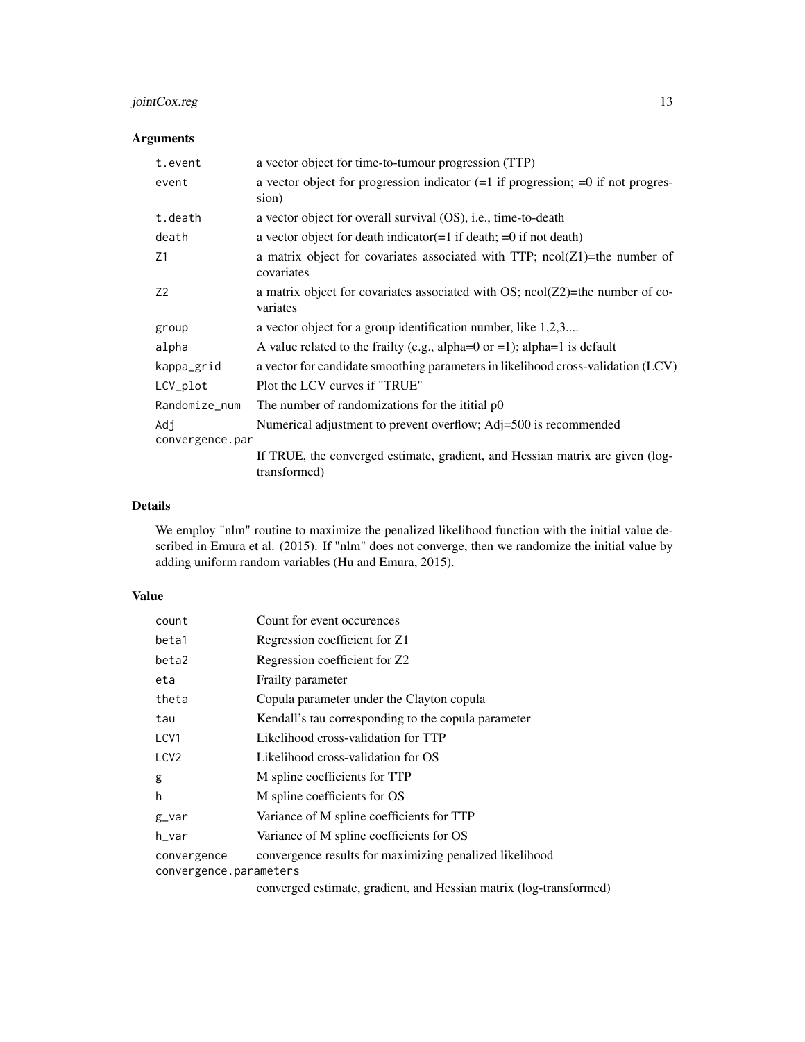## Arguments

| | |
|---|---|
| t.event | a vector object for time-to-tumour progression (TTP) |
| event | a vector object for progression indicator (=1 if progression; =0 if not progression) |
| t.death | a vector object for overall survival (OS), i.e., time-to-death |
| death | a vector object for death indicator(=1 if death; =0 if not death) |
| Z1 | a matrix object for covariates associated with TTP; ncol(Z1)=the number of covariates |
| Z2 | a matrix object for covariates associated with OS; ncol(Z2)=the number of covariates |
| group | a vector object for a group identification number, like 1,2,3.... |
| alpha | A value related to the frailty (e.g., alpha=0 or =1); alpha=1 is default |
| kappa_grid | a vector for candidate smoothing parameters in likelihood cross-validation (LCV) |
| LCV_plot | Plot the LCV curves if "TRUE" |
| Randomize_num | The number of randomizations for the ititial p0 |
| Adj | Numerical adjustment to prevent overflow; Adj=500 is recommended |
| convergence.par | If TRUE, the converged estimate, gradient, and Hessian matrix are given (log-transformed) |

## Details

We employ "nlm" routine to maximize the penalized likelihood function with the initial value described in Emura et al. (2015). If "nlm" does not converge, then we randomize the initial value by adding uniform random variables (Hu and Emura, 2015).

## Value

| | |
|---|---|
| count | Count for event occurences |
| beta1 | Regression coefficient for Z1 |
| beta2 | Regression coefficient for Z2 |
| eta | Frailty parameter |
| theta | Copula parameter under the Clayton copula |
| tau | Kendall's tau corresponding to the copula parameter |
| LCV1 | Likelihood cross-validation for TTP |
| LCV2 | Likelihood cross-validation for OS |
| g | M spline coefficients for TTP |
| h | M spline coefficients for OS |
| g_var | Variance of M spline coefficients for TTP |
| h_var | Variance of M spline coefficients for OS |
| convergence | convergence results for maximizing penalized likelihood |
| convergence.parameters | converged estimate, gradient, and Hessian matrix (log-transformed) |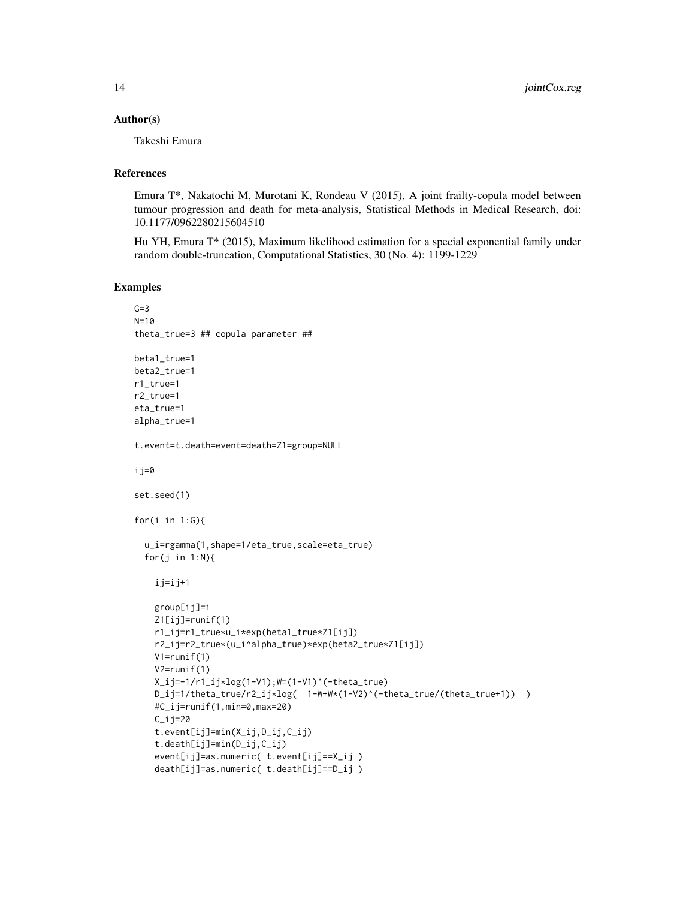## Author(s)

Takeshi Emura

## References

Emura T*, Nakatochi M, Murotani K, Rondeau V (2015), A joint frailty-copula model between tumour progression and death for meta-analysis, Statistical Methods in Medical Research, doi: 10.1177/0962280215604510

Hu YH, Emura T* (2015), Maximum likelihood estimation for a special exponential family under random double-truncation, Computational Statistics, 30 (No. 4): 1199-1229

## Examples

```
G=3
N=10
theta_true=3 ## copula parameter ##

beta1_true=1
beta2_true=1
r1_true=1
r2_true=1
eta_true=1
alpha_true=1

t.event=t.death=event=death=Z1=group=NULL

ij=0

set.seed(1)

for(i in 1:G){

  u_i=rgamma(1,shape=1/eta_true,scale=eta_true)
  for(j in 1:N){

    ij=ij+1

    group[ij]=i
    Z1[ij]=runif(1)
    r1_ij=r1_true*u_i*exp(beta1_true*Z1[ij])
    r2_ij=r2_true*(u_i^alpha_true)*exp(beta2_true*Z1[ij])
    V1=runif(1)
    V2=runif(1)
    X_ij=-1/r1_ij*log(1-V1);W=(1-V1)^(-theta_true)
    D_ij=1/theta_true/r2_ij*log(  1-W+W*(1-V2)^(-theta_true/(theta_true+1))  )
    #C_ij=runif(1,min=0,max=20)
    C_ij=20
    t.event[ij]=min(X_ij,D_ij,C_ij)
    t.death[ij]=min(D_ij,C_ij)
    event[ij]=as.numeric( t.event[ij]==X_ij )
    death[ij]=as.numeric( t.death[ij]==D_ij )
```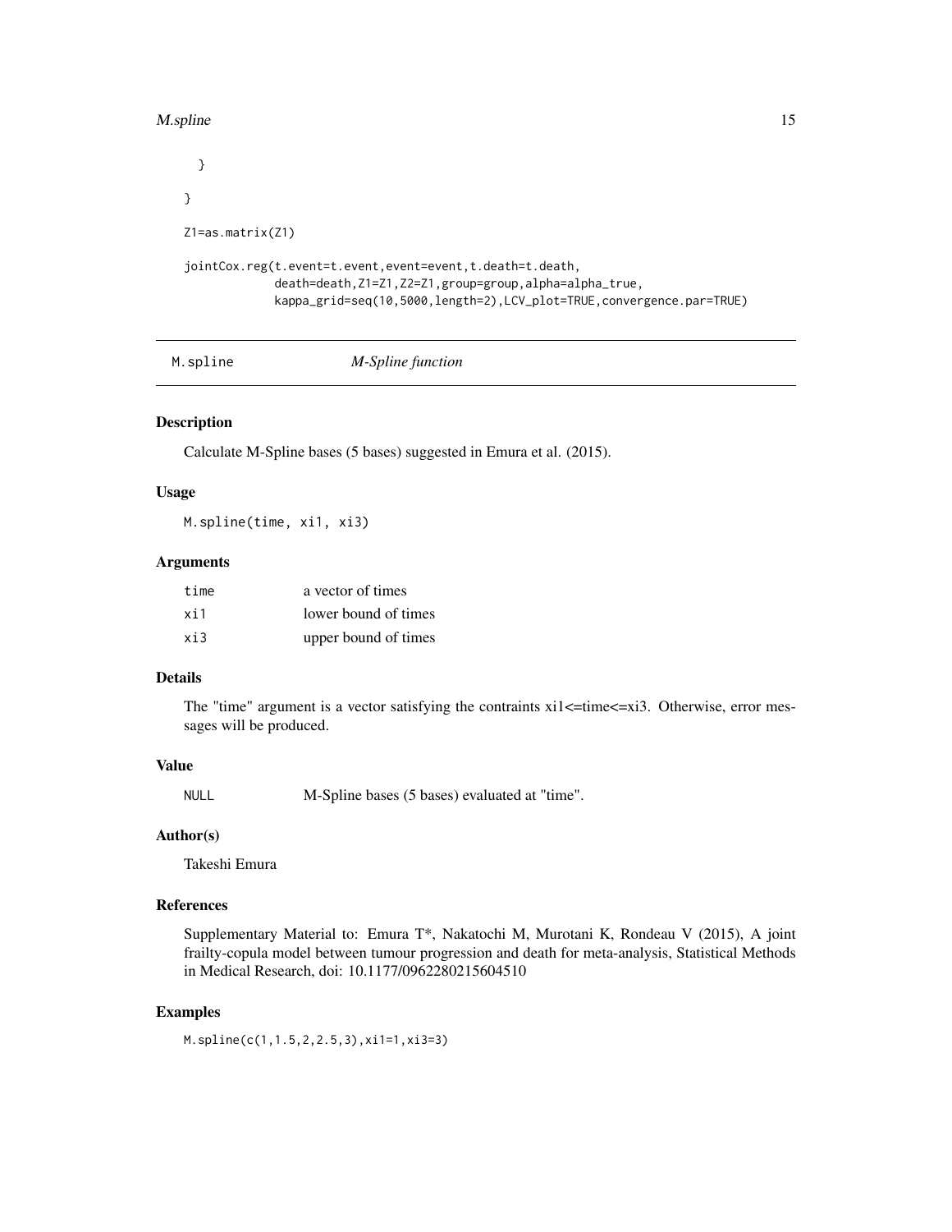```
  }

}

Z1=as.matrix(Z1)

jointCox.reg(t.event=t.event,event=event,t.death=t.death,
             death=death,Z1=Z1,Z2=Z1,group=group,alpha=alpha_true,
             kappa_grid=seq(10,5000,length=2),LCV_plot=TRUE,convergence.par=TRUE)
```

---

## M.spline *M-Spline function*

---

### Description

Calculate M-Spline bases (5 bases) suggested in Emura et al. (2015).

### Usage

```
M.spline(time, xi1, xi3)
```

### Arguments

| | |
|---|---|
| time | a vector of times |
| xi1 | lower bound of times |
| xi3 | upper bound of times |

### Details

The "time" argument is a vector satisfying the contraints xi1<=time<=xi3. Otherwise, error messages will be produced.

### Value

| | |
|---|---|
| NULL | M-Spline bases (5 bases) evaluated at "time". |

### Author(s)

Takeshi Emura

### References

Supplementary Material to: Emura T*, Nakatochi M, Murotani K, Rondeau V (2015), A joint frailty-copula model between tumour progression and death for meta-analysis, Statistical Methods in Medical Research, doi: 10.1177/0962280215604510

### Examples

```
M.spline(c(1,1.5,2,2.5,3),xi1=1,xi3=3)
```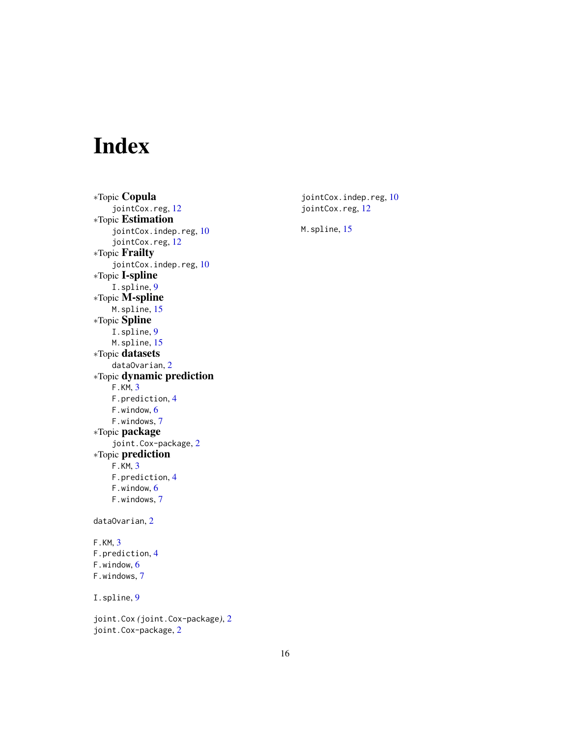# Index

∗Topic **Copula**
- jointCox.reg, 12

∗Topic **Estimation**
- jointCox.indep.reg, 10
- jointCox.reg, 12

∗Topic **Frailty**
- jointCox.indep.reg, 10

∗Topic **I-spline**
- I.spline, 9

∗Topic **M-spline**
- M.spline, 15

∗Topic **Spline**
- I.spline, 9
- M.spline, 15

∗Topic **datasets**
- dataOvarian, 2

∗Topic **dynamic prediction**
- F.KM, 3
- F.prediction, 4
- F.window, 6
- F.windows, 7

∗Topic **package**
- joint.Cox-package, 2

∗Topic **prediction**
- F.KM, 3
- F.prediction, 4
- F.window, 6
- F.windows, 7

dataOvarian, 2

F.KM, 3
F.prediction, 4
F.window, 6
F.windows, 7

I.spline, 9

joint.Cox *(joint.Cox-package)*, 2
joint.Cox-package, 2
jointCox.indep.reg, 10
jointCox.reg, 12

M.spline, 15